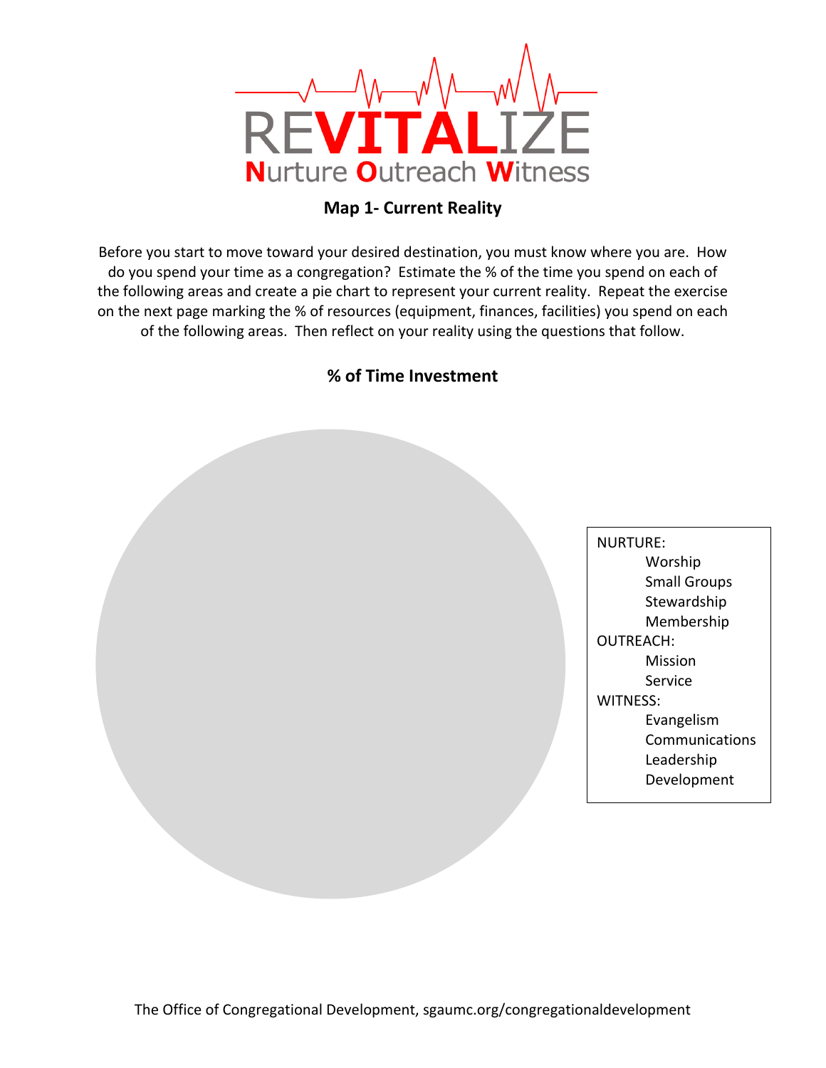# REVITALIZE

**Nurture Outreach Witness**

## Map 1- Current Reality

Before you start to move toward your desired destination, you must know where you are. How do you spend your time as a congregation? Estimate the % of the time you spend on each of the following areas and create a pie chart to represent your current reality. Repeat the exercise on the next page marking the % of resources (equipment, finances, facilities) you spend on each of the following areas. Then reflect on your reality using the questions that follow.

### % of Time Investment

NURTURE:
- Worship
- Small Groups
- Stewardship
- Membership

OUTREACH:
- Mission
- Service

WITNESS:
- Evangelism
- Communications
- Leadership Development

The Office of Congregational Development, sgaumc.org/congregationaldevelopment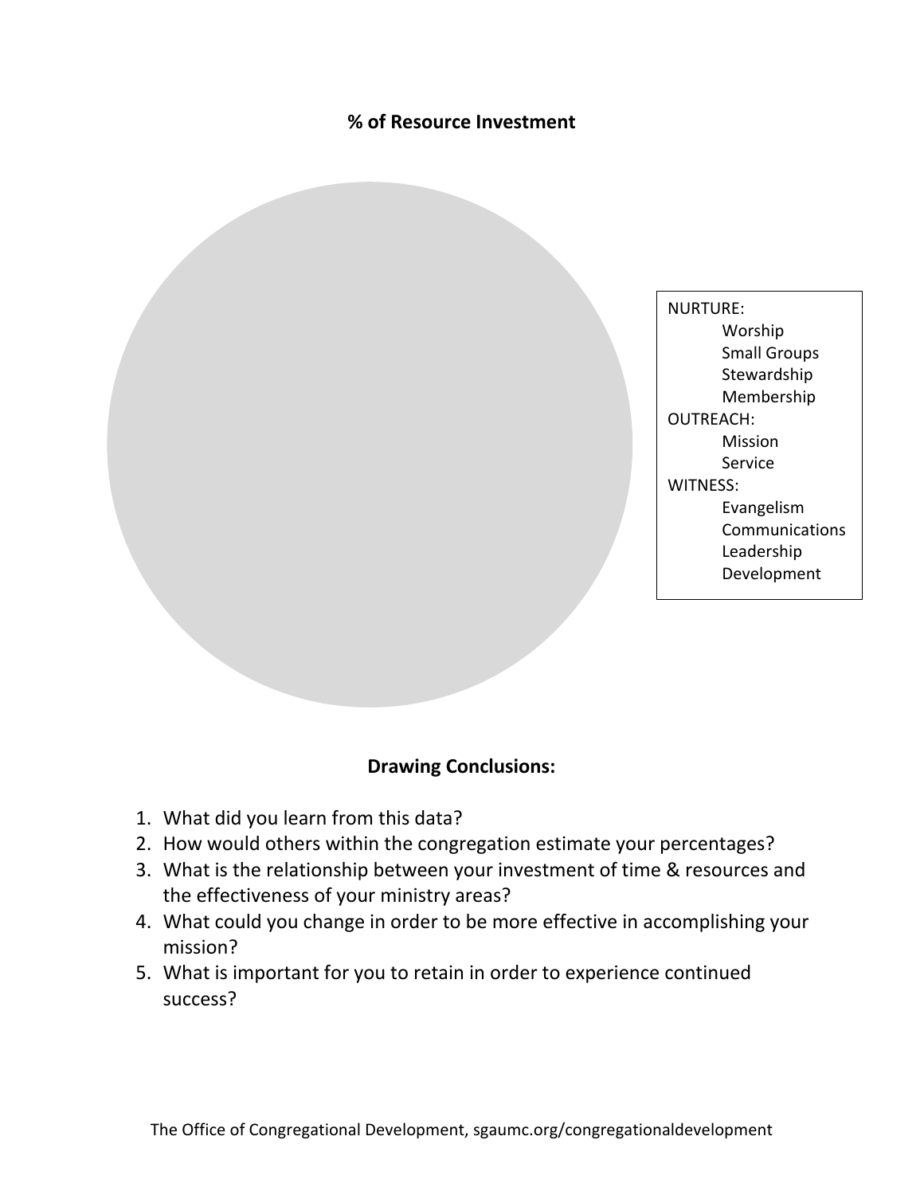**% of Resource Investment**

NURTURE:
- Worship
- Small Groups
- Stewardship
- Membership

OUTREACH:
- Mission
- Service

WITNESS:
- Evangelism
- Communications
- Leadership Development

**Drawing Conclusions:**

1. What did you learn from this data?
2. How would others within the congregation estimate your percentages?
3. What is the relationship between your investment of time & resources and the effectiveness of your ministry areas?
4. What could you change in order to be more effective in accomplishing your mission?
5. What is important for you to retain in order to experience continued success?

The Office of Congregational Development, sgaumc.org/congregationaldevelopment